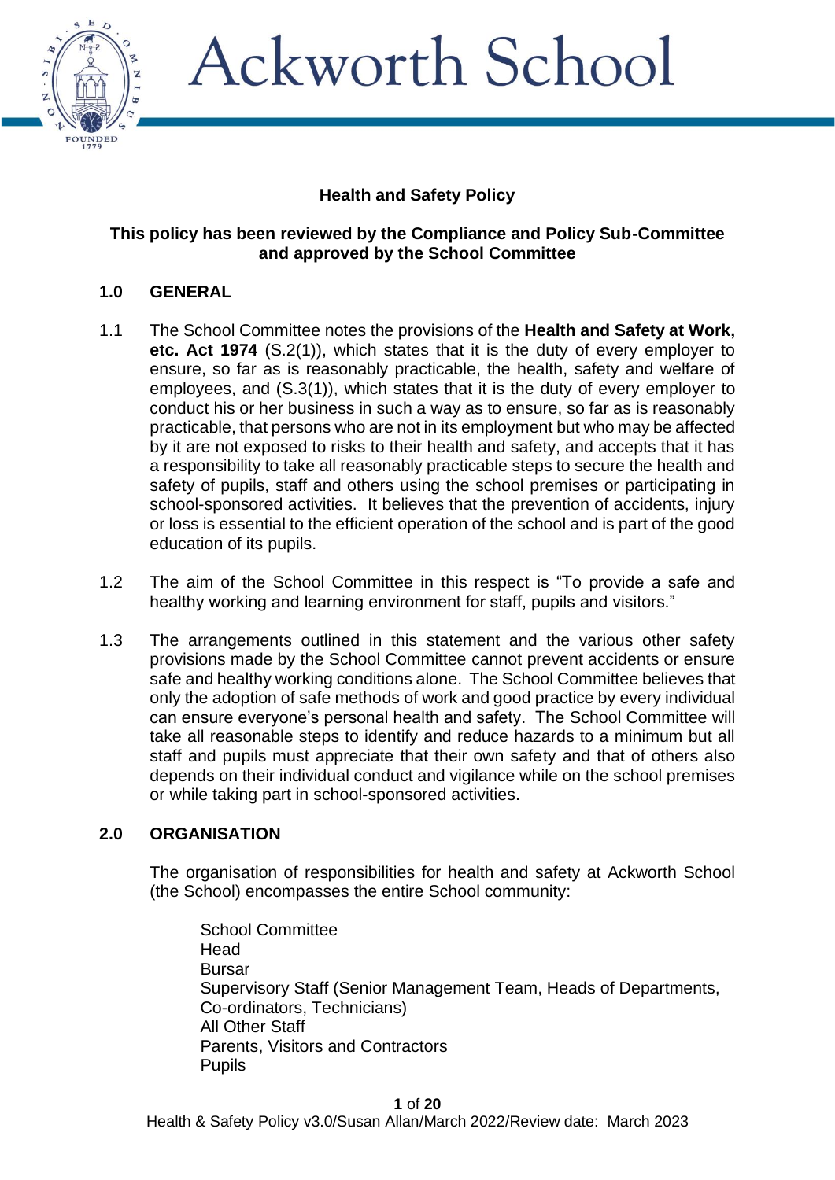# Ackworth School

## Health and Safety Policy

**This policy has been reviewed by the Compliance and Policy Sub-Committee and approved by the School Committee**

### 1.0 GENERAL

1.1 The School Committee notes the provisions of the **Health and Safety at Work, etc. Act 1974** (S.2(1)), which states that it is the duty of every employer to ensure, so far as is reasonably practicable, the health, safety and welfare of employees, and (S.3(1)), which states that it is the duty of every employer to conduct his or her business in such a way as to ensure, so far as is reasonably practicable, that persons who are not in its employment but who may be affected by it are not exposed to risks to their health and safety, and accepts that it has a responsibility to take all reasonably practicable steps to secure the health and safety of pupils, staff and others using the school premises or participating in school-sponsored activities. It believes that the prevention of accidents, injury or loss is essential to the efficient operation of the school and is part of the good education of its pupils.

1.2 The aim of the School Committee in this respect is "To provide a safe and healthy working and learning environment for staff, pupils and visitors."

1.3 The arrangements outlined in this statement and the various other safety provisions made by the School Committee cannot prevent accidents or ensure safe and healthy working conditions alone. The School Committee believes that only the adoption of safe methods of work and good practice by every individual can ensure everyone's personal health and safety. The School Committee will take all reasonable steps to identify and reduce hazards to a minimum but all staff and pupils must appreciate that their own safety and that of others also depends on their individual conduct and vigilance while on the school premises or while taking part in school-sponsored activities.

### 2.0 ORGANISATION

The organisation of responsibilities for health and safety at Ackworth School (the School) encompasses the entire School community:

- School Committee
- Head
- Bursar
- Supervisory Staff (Senior Management Team, Heads of Departments, Co-ordinators, Technicians)
- All Other Staff
- Parents, Visitors and Contractors
- Pupils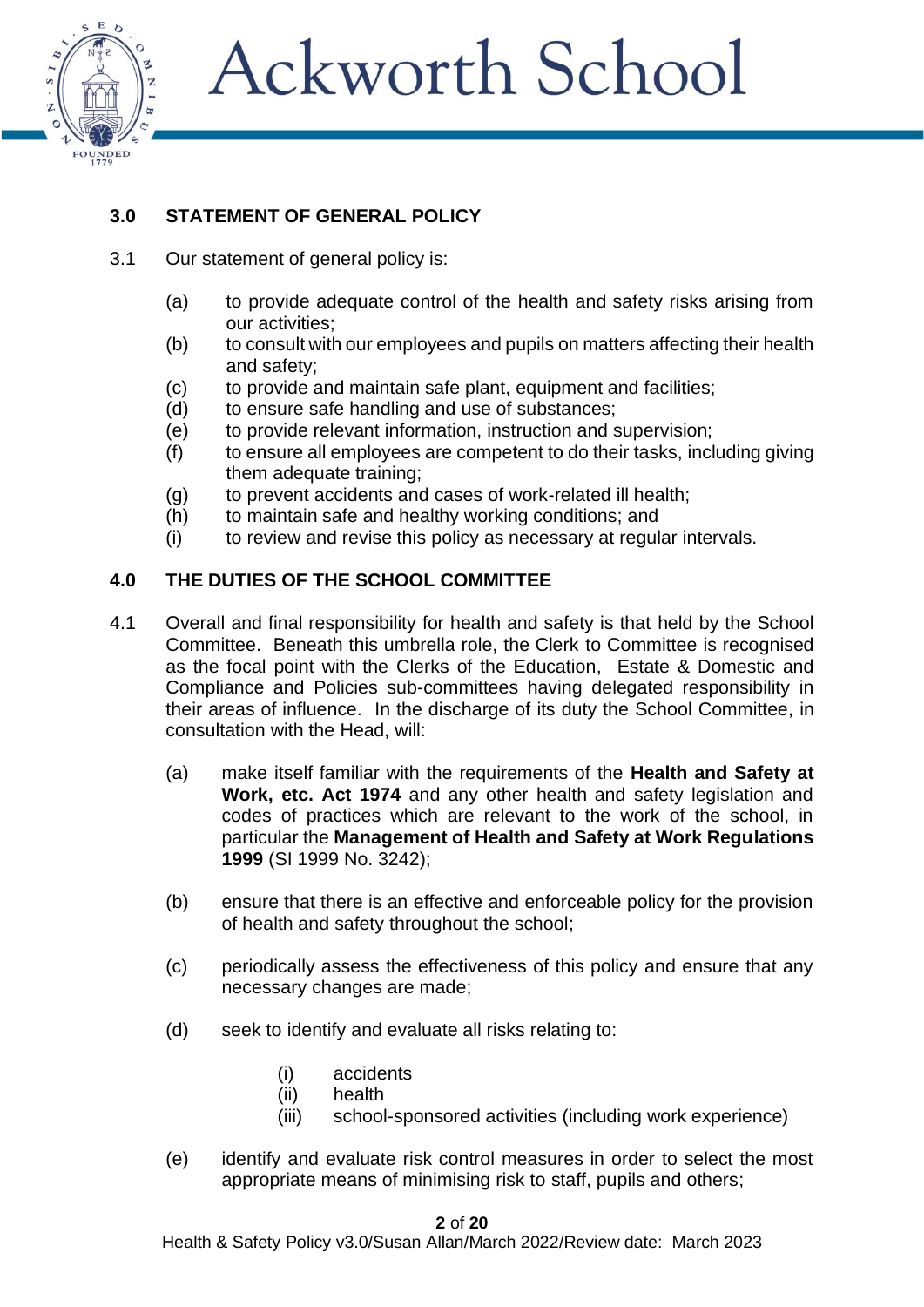## 3.0 STATEMENT OF GENERAL POLICY

3.1 Our statement of general policy is:

(a) to provide adequate control of the health and safety risks arising from our activities;
(b) to consult with our employees and pupils on matters affecting their health and safety;
(c) to provide and maintain safe plant, equipment and facilities;
(d) to ensure safe handling and use of substances;
(e) to provide relevant information, instruction and supervision;
(f) to ensure all employees are competent to do their tasks, including giving them adequate training;
(g) to prevent accidents and cases of work-related ill health;
(h) to maintain safe and healthy working conditions; and
(i) to review and revise this policy as necessary at regular intervals.

## 4.0 THE DUTIES OF THE SCHOOL COMMITTEE

4.1 Overall and final responsibility for health and safety is that held by the School Committee. Beneath this umbrella role, the Clerk to Committee is recognised as the focal point with the Clerks of the Education, Estate & Domestic and Compliance and Policies sub-committees having delegated responsibility in their areas of influence. In the discharge of its duty the School Committee, in consultation with the Head, will:

(a) make itself familiar with the requirements of the **Health and Safety at Work, etc. Act 1974** and any other health and safety legislation and codes of practices which are relevant to the work of the school, in particular the **Management of Health and Safety at Work Regulations 1999** (SI 1999 No. 3242);

(b) ensure that there is an effective and enforceable policy for the provision of health and safety throughout the school;

(c) periodically assess the effectiveness of this policy and ensure that any necessary changes are made;

(d) seek to identify and evaluate all risks relating to:

(i) accidents
(ii) health
(iii) school-sponsored activities (including work experience)

(e) identify and evaluate risk control measures in order to select the most appropriate means of minimising risk to staff, pupils and others;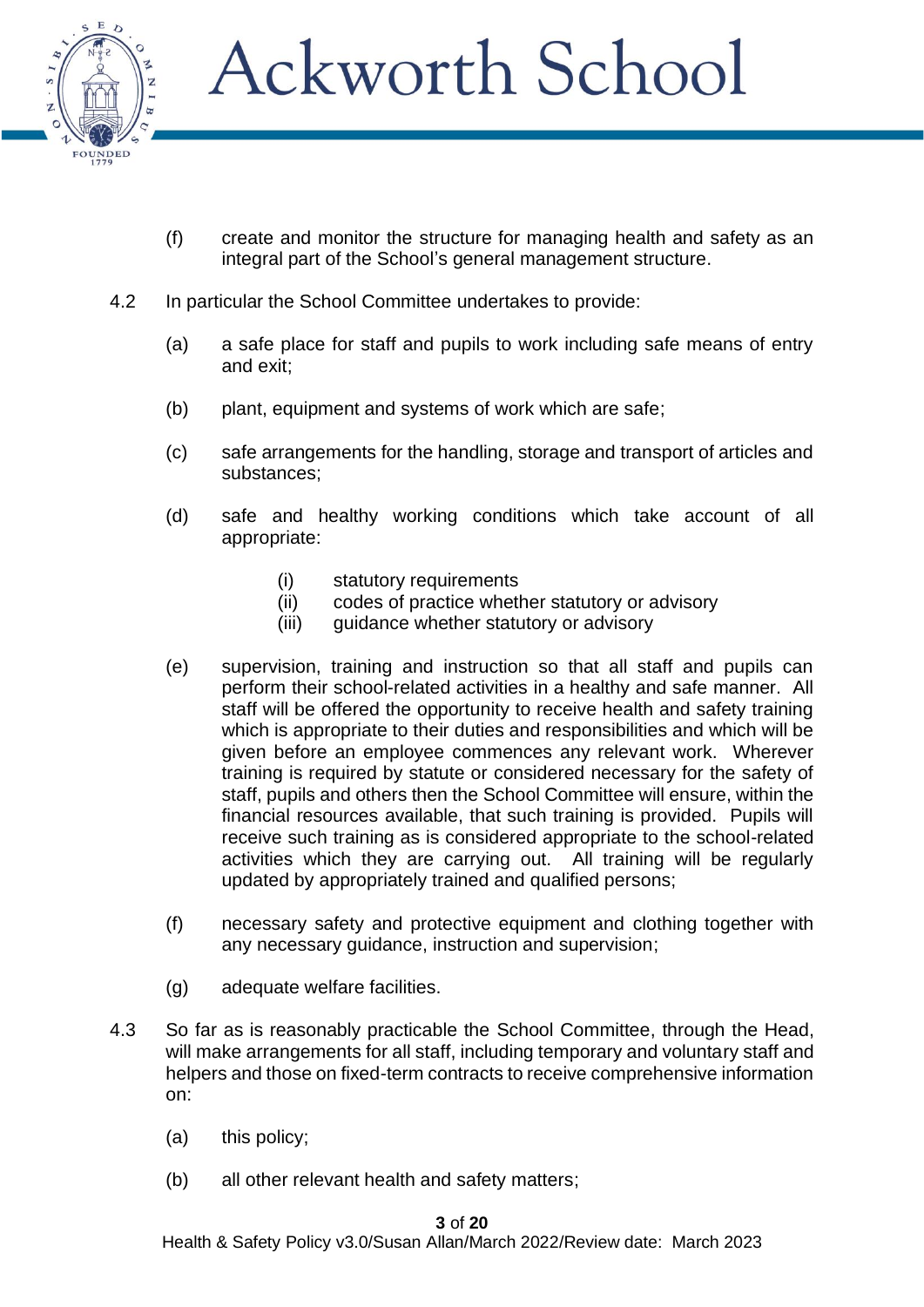(f) create and monitor the structure for managing health and safety as an integral part of the School's general management structure.

4.2 In particular the School Committee undertakes to provide:

(a) a safe place for staff and pupils to work including safe means of entry and exit;

(b) plant, equipment and systems of work which are safe;

(c) safe arrangements for the handling, storage and transport of articles and substances;

(d) safe and healthy working conditions which take account of all appropriate:

(i) statutory requirements
(ii) codes of practice whether statutory or advisory
(iii) guidance whether statutory or advisory

(e) supervision, training and instruction so that all staff and pupils can perform their school-related activities in a healthy and safe manner. All staff will be offered the opportunity to receive health and safety training which is appropriate to their duties and responsibilities and which will be given before an employee commences any relevant work. Wherever training is required by statute or considered necessary for the safety of staff, pupils and others then the School Committee will ensure, within the financial resources available, that such training is provided. Pupils will receive such training as is considered appropriate to the school-related activities which they are carrying out. All training will be regularly updated by appropriately trained and qualified persons;

(f) necessary safety and protective equipment and clothing together with any necessary guidance, instruction and supervision;

(g) adequate welfare facilities.

4.3 So far as is reasonably practicable the School Committee, through the Head, will make arrangements for all staff, including temporary and voluntary staff and helpers and those on fixed-term contracts to receive comprehensive information on:

(a) this policy;

(b) all other relevant health and safety matters;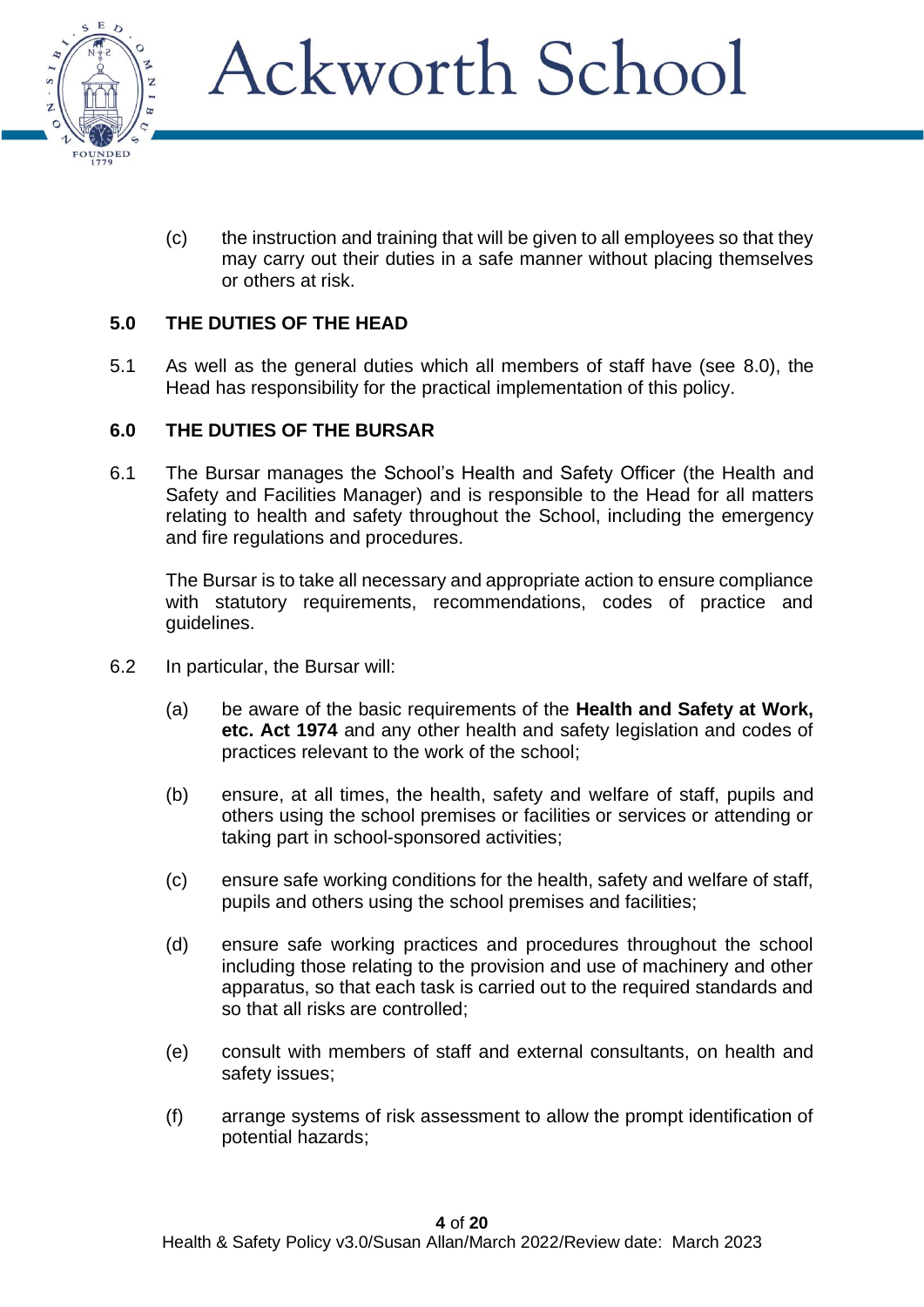(c) the instruction and training that will be given to all employees so that they may carry out their duties in a safe manner without placing themselves or others at risk.

## 5.0 THE DUTIES OF THE HEAD

5.1 As well as the general duties which all members of staff have (see 8.0), the Head has responsibility for the practical implementation of this policy.

## 6.0 THE DUTIES OF THE BURSAR

6.1 The Bursar manages the School's Health and Safety Officer (the Health and Safety and Facilities Manager) and is responsible to the Head for all matters relating to health and safety throughout the School, including the emergency and fire regulations and procedures.

The Bursar is to take all necessary and appropriate action to ensure compliance with statutory requirements, recommendations, codes of practice and guidelines.

6.2 In particular, the Bursar will:

(a) be aware of the basic requirements of the **Health and Safety at Work, etc. Act 1974** and any other health and safety legislation and codes of practices relevant to the work of the school;

(b) ensure, at all times, the health, safety and welfare of staff, pupils and others using the school premises or facilities or services or attending or taking part in school-sponsored activities;

(c) ensure safe working conditions for the health, safety and welfare of staff, pupils and others using the school premises and facilities;

(d) ensure safe working practices and procedures throughout the school including those relating to the provision and use of machinery and other apparatus, so that each task is carried out to the required standards and so that all risks are controlled;

(e) consult with members of staff and external consultants, on health and safety issues;

(f) arrange systems of risk assessment to allow the prompt identification of potential hazards;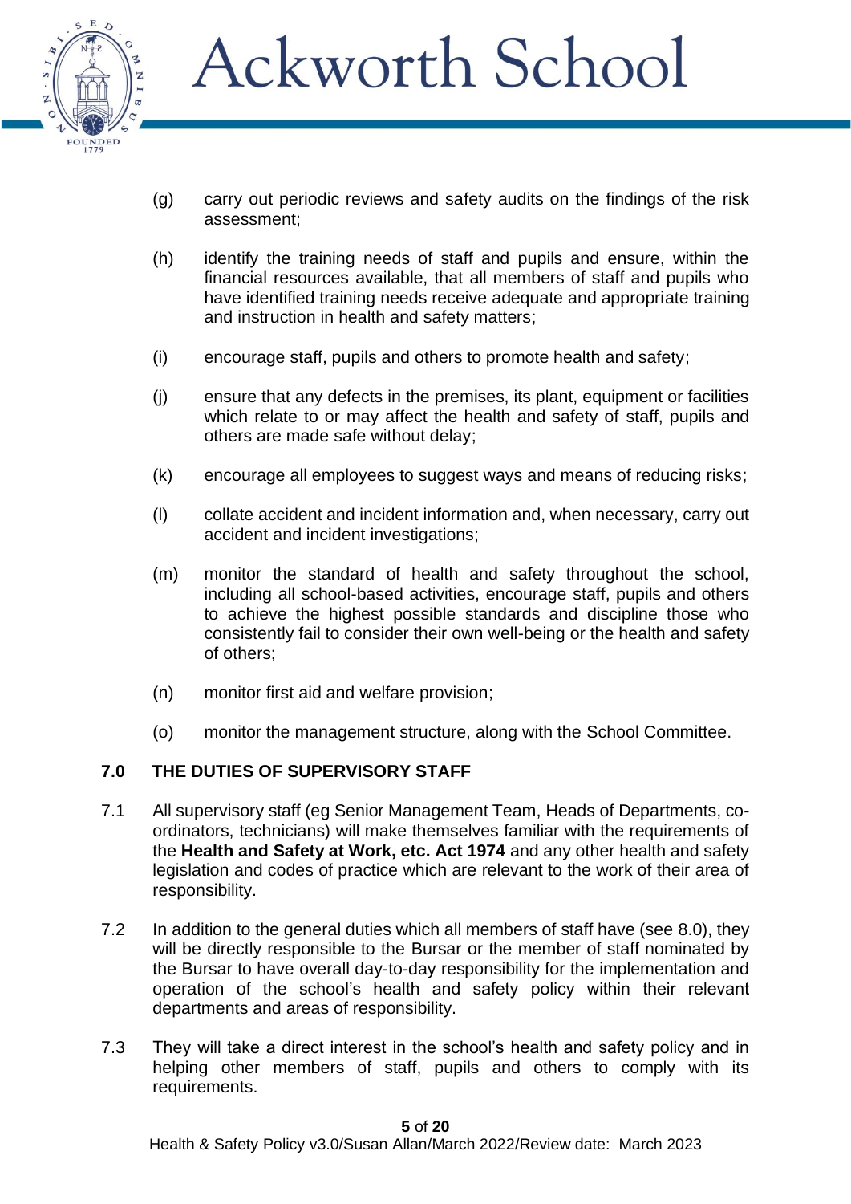(g) carry out periodic reviews and safety audits on the findings of the risk assessment;

(h) identify the training needs of staff and pupils and ensure, within the financial resources available, that all members of staff and pupils who have identified training needs receive adequate and appropriate training and instruction in health and safety matters;

(i) encourage staff, pupils and others to promote health and safety;

(j) ensure that any defects in the premises, its plant, equipment or facilities which relate to or may affect the health and safety of staff, pupils and others are made safe without delay;

(k) encourage all employees to suggest ways and means of reducing risks;

(l) collate accident and incident information and, when necessary, carry out accident and incident investigations;

(m) monitor the standard of health and safety throughout the school, including all school-based activities, encourage staff, pupils and others to achieve the highest possible standards and discipline those who consistently fail to consider their own well-being or the health and safety of others;

(n) monitor first aid and welfare provision;

(o) monitor the management structure, along with the School Committee.

## 7.0 THE DUTIES OF SUPERVISORY STAFF

7.1 All supervisory staff (eg Senior Management Team, Heads of Departments, co-ordinators, technicians) will make themselves familiar with the requirements of the **Health and Safety at Work, etc. Act 1974** and any other health and safety legislation and codes of practice which are relevant to the work of their area of responsibility.

7.2 In addition to the general duties which all members of staff have (see 8.0), they will be directly responsible to the Bursar or the member of staff nominated by the Bursar to have overall day-to-day responsibility for the implementation and operation of the school's health and safety policy within their relevant departments and areas of responsibility.

7.3 They will take a direct interest in the school's health and safety policy and in helping other members of staff, pupils and others to comply with its requirements.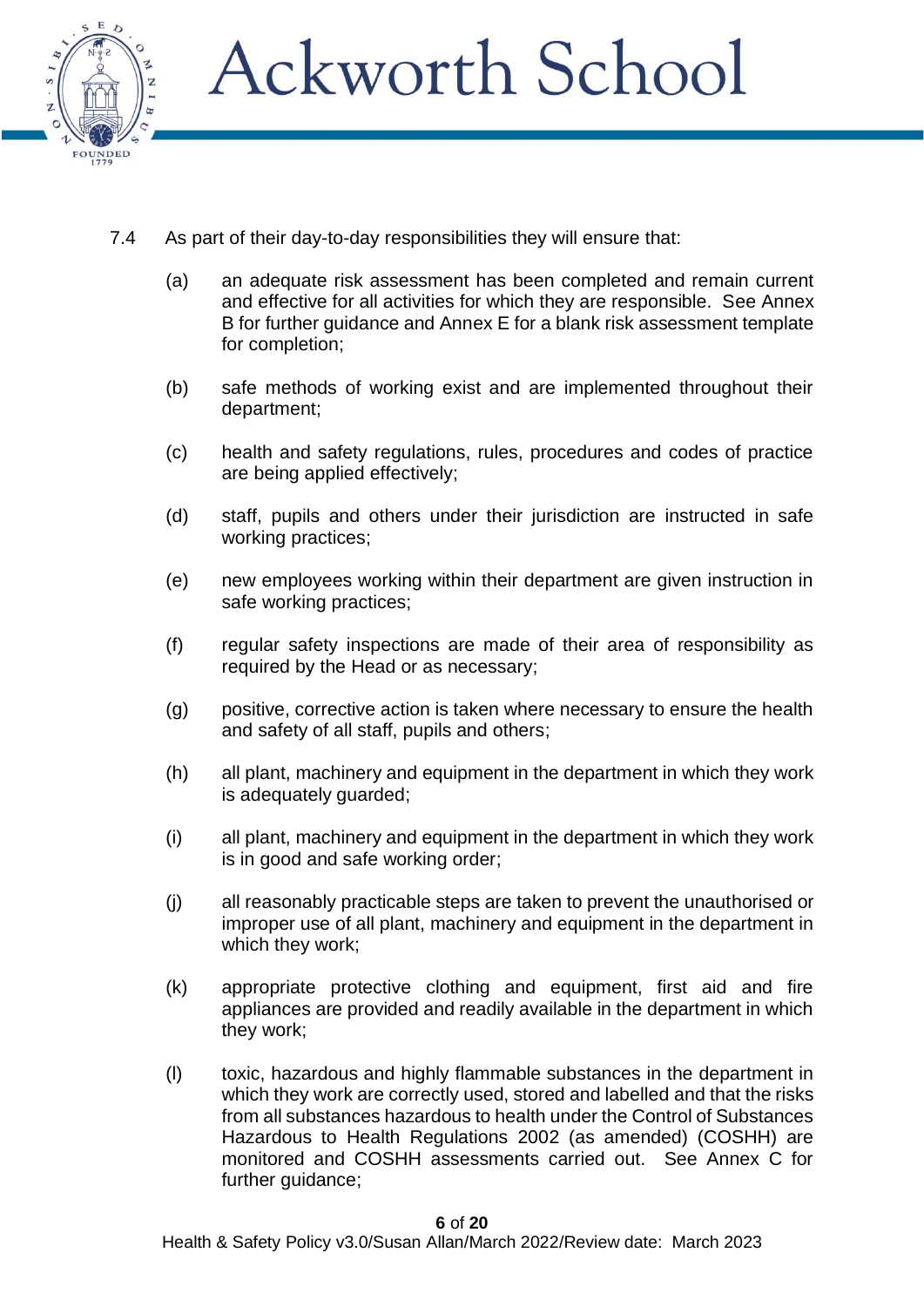7.4 As part of their day-to-day responsibilities they will ensure that:

(a) an adequate risk assessment has been completed and remain current and effective for all activities for which they are responsible. See Annex B for further guidance and Annex E for a blank risk assessment template for completion;

(b) safe methods of working exist and are implemented throughout their department;

(c) health and safety regulations, rules, procedures and codes of practice are being applied effectively;

(d) staff, pupils and others under their jurisdiction are instructed in safe working practices;

(e) new employees working within their department are given instruction in safe working practices;

(f) regular safety inspections are made of their area of responsibility as required by the Head or as necessary;

(g) positive, corrective action is taken where necessary to ensure the health and safety of all staff, pupils and others;

(h) all plant, machinery and equipment in the department in which they work is adequately guarded;

(i) all plant, machinery and equipment in the department in which they work is in good and safe working order;

(j) all reasonably practicable steps are taken to prevent the unauthorised or improper use of all plant, machinery and equipment in the department in which they work;

(k) appropriate protective clothing and equipment, first aid and fire appliances are provided and readily available in the department in which they work;

(l) toxic, hazardous and highly flammable substances in the department in which they work are correctly used, stored and labelled and that the risks from all substances hazardous to health under the Control of Substances Hazardous to Health Regulations 2002 (as amended) (COSHH) are monitored and COSHH assessments carried out. See Annex C for further guidance;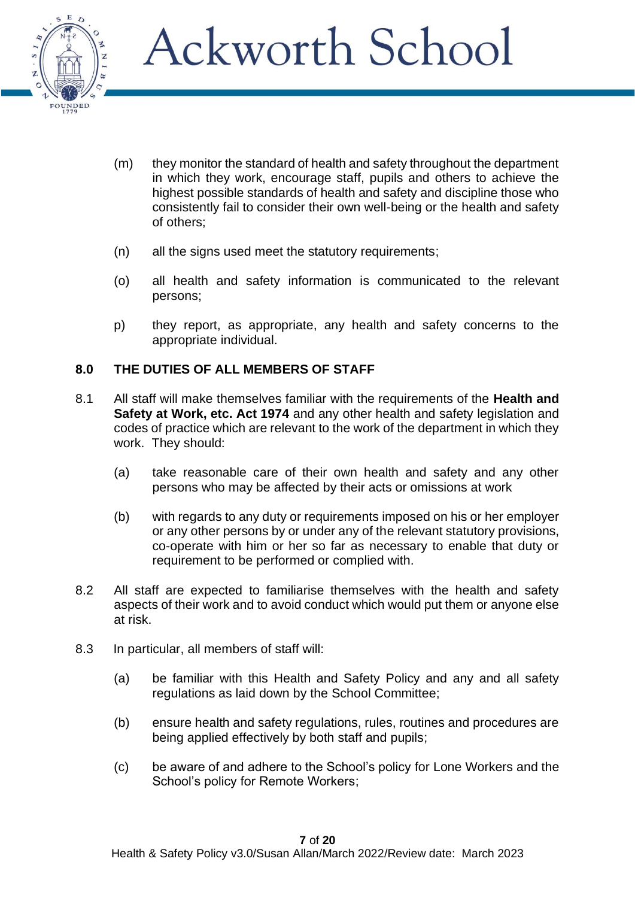(m) they monitor the standard of health and safety throughout the department in which they work, encourage staff, pupils and others to achieve the highest possible standards of health and safety and discipline those who consistently fail to consider their own well-being or the health and safety of others;

(n) all the signs used meet the statutory requirements;

(o) all health and safety information is communicated to the relevant persons;

p) they report, as appropriate, any health and safety concerns to the appropriate individual.

## 8.0 THE DUTIES OF ALL MEMBERS OF STAFF

8.1 All staff will make themselves familiar with the requirements of the **Health and Safety at Work, etc. Act 1974** and any other health and safety legislation and codes of practice which are relevant to the work of the department in which they work. They should:

(a) take reasonable care of their own health and safety and any other persons who may be affected by their acts or omissions at work

(b) with regards to any duty or requirements imposed on his or her employer or any other persons by or under any of the relevant statutory provisions, co-operate with him or her so far as necessary to enable that duty or requirement to be performed or complied with.

8.2 All staff are expected to familiarise themselves with the health and safety aspects of their work and to avoid conduct which would put them or anyone else at risk.

8.3 In particular, all members of staff will:

(a) be familiar with this Health and Safety Policy and any and all safety regulations as laid down by the School Committee;

(b) ensure health and safety regulations, rules, routines and procedures are being applied effectively by both staff and pupils;

(c) be aware of and adhere to the School's policy for Lone Workers and the School's policy for Remote Workers;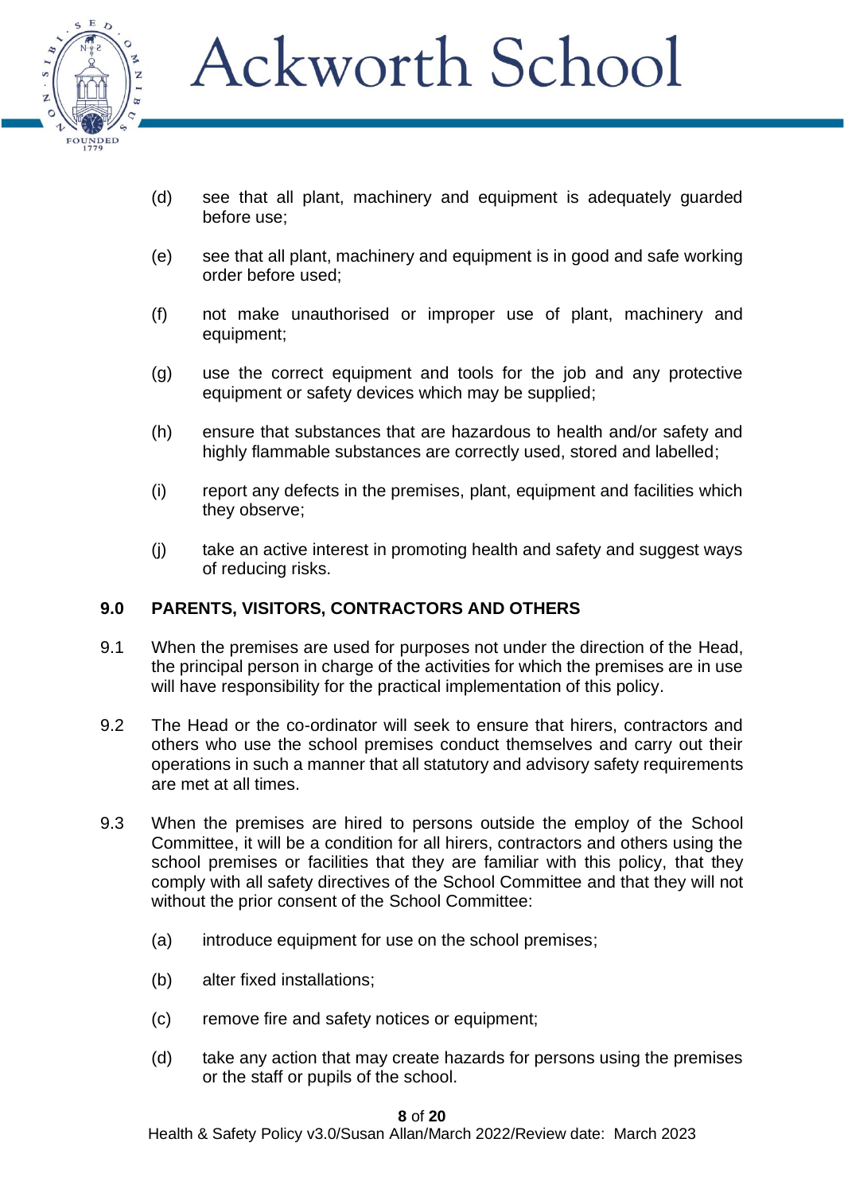(d) see that all plant, machinery and equipment is adequately guarded before use;

(e) see that all plant, machinery and equipment is in good and safe working order before used;

(f) not make unauthorised or improper use of plant, machinery and equipment;

(g) use the correct equipment and tools for the job and any protective equipment or safety devices which may be supplied;

(h) ensure that substances that are hazardous to health and/or safety and highly flammable substances are correctly used, stored and labelled;

(i) report any defects in the premises, plant, equipment and facilities which they observe;

(j) take an active interest in promoting health and safety and suggest ways of reducing risks.

## 9.0 PARENTS, VISITORS, CONTRACTORS AND OTHERS

9.1 When the premises are used for purposes not under the direction of the Head, the principal person in charge of the activities for which the premises are in use will have responsibility for the practical implementation of this policy.

9.2 The Head or the co-ordinator will seek to ensure that hirers, contractors and others who use the school premises conduct themselves and carry out their operations in such a manner that all statutory and advisory safety requirements are met at all times.

9.3 When the premises are hired to persons outside the employ of the School Committee, it will be a condition for all hirers, contractors and others using the school premises or facilities that they are familiar with this policy, that they comply with all safety directives of the School Committee and that they will not without the prior consent of the School Committee:

(a) introduce equipment for use on the school premises;

(b) alter fixed installations;

(c) remove fire and safety notices or equipment;

(d) take any action that may create hazards for persons using the premises or the staff or pupils of the school.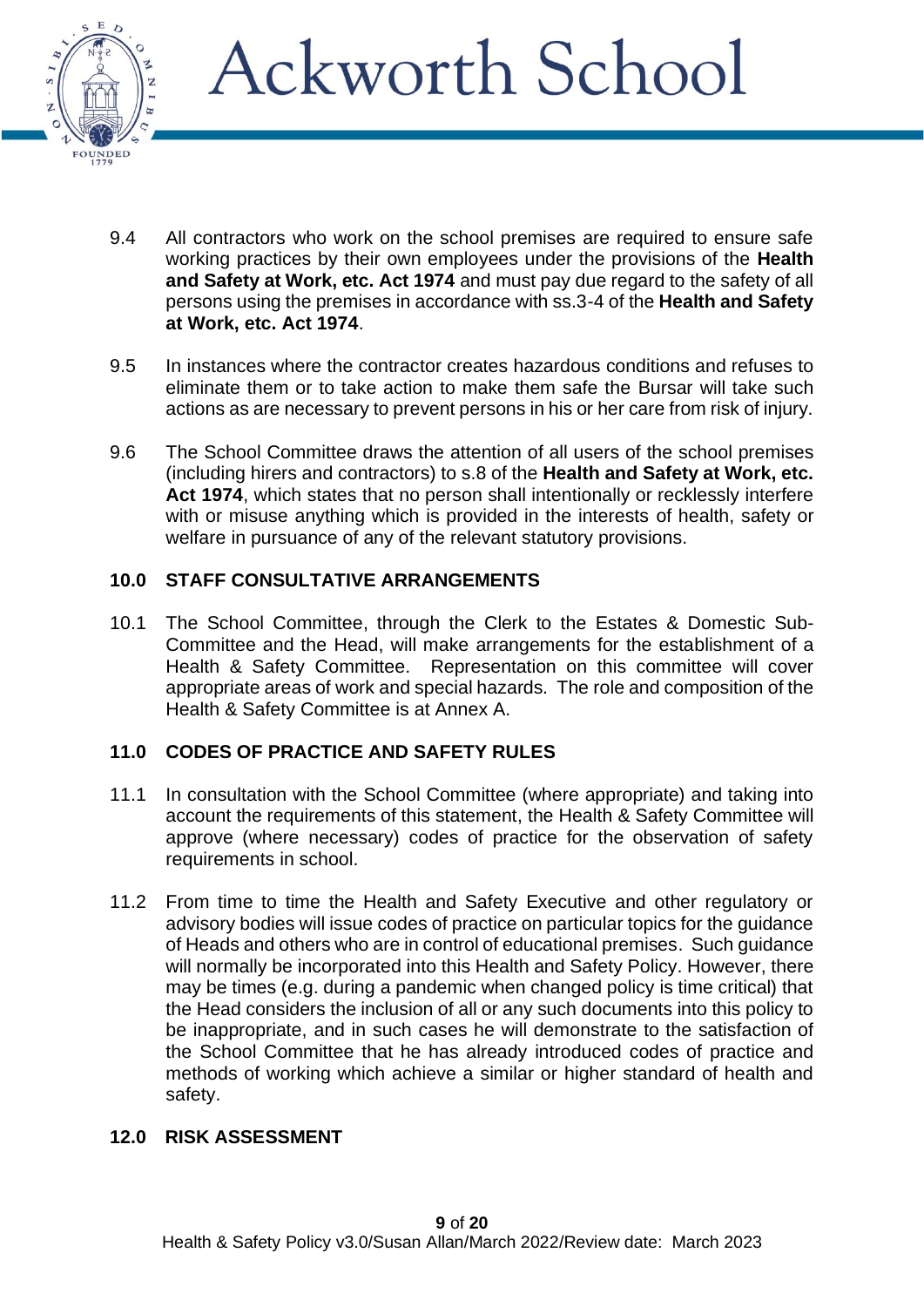9.4 All contractors who work on the school premises are required to ensure safe working practices by their own employees under the provisions of the **Health and Safety at Work, etc. Act 1974** and must pay due regard to the safety of all persons using the premises in accordance with ss.3-4 of the **Health and Safety at Work, etc. Act 1974**.

9.5 In instances where the contractor creates hazardous conditions and refuses to eliminate them or to take action to make them safe the Bursar will take such actions as are necessary to prevent persons in his or her care from risk of injury.

9.6 The School Committee draws the attention of all users of the school premises (including hirers and contractors) to s.8 of the **Health and Safety at Work, etc. Act 1974**, which states that no person shall intentionally or recklessly interfere with or misuse anything which is provided in the interests of health, safety or welfare in pursuance of any of the relevant statutory provisions.

## 10.0 STAFF CONSULTATIVE ARRANGEMENTS

10.1 The School Committee, through the Clerk to the Estates & Domestic Sub-Committee and the Head, will make arrangements for the establishment of a Health & Safety Committee. Representation on this committee will cover appropriate areas of work and special hazards. The role and composition of the Health & Safety Committee is at Annex A.

## 11.0 CODES OF PRACTICE AND SAFETY RULES

11.1 In consultation with the School Committee (where appropriate) and taking into account the requirements of this statement, the Health & Safety Committee will approve (where necessary) codes of practice for the observation of safety requirements in school.

11.2 From time to time the Health and Safety Executive and other regulatory or advisory bodies will issue codes of practice on particular topics for the guidance of Heads and others who are in control of educational premises. Such guidance will normally be incorporated into this Health and Safety Policy. However, there may be times (e.g. during a pandemic when changed policy is time critical) that the Head considers the inclusion of all or any such documents into this policy to be inappropriate, and in such cases he will demonstrate to the satisfaction of the School Committee that he has already introduced codes of practice and methods of working which achieve a similar or higher standard of health and safety.

## 12.0 RISK ASSESSMENT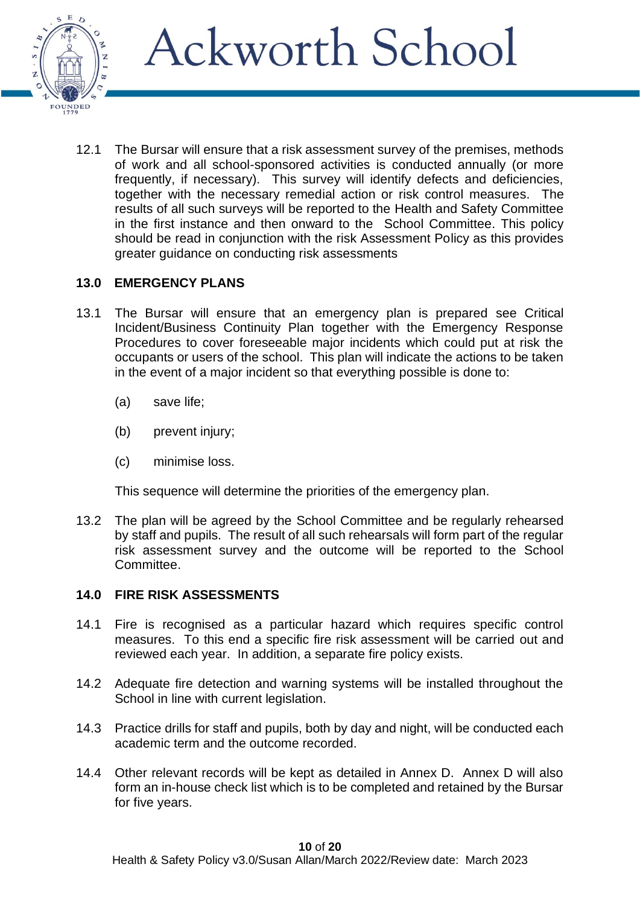12.1 The Bursar will ensure that a risk assessment survey of the premises, methods of work and all school-sponsored activities is conducted annually (or more frequently, if necessary). This survey will identify defects and deficiencies, together with the necessary remedial action or risk control measures. The results of all such surveys will be reported to the Health and Safety Committee in the first instance and then onward to the School Committee. This policy should be read in conjunction with the risk Assessment Policy as this provides greater guidance on conducting risk assessments

## 13.0 EMERGENCY PLANS

13.1 The Bursar will ensure that an emergency plan is prepared see Critical Incident/Business Continuity Plan together with the Emergency Response Procedures to cover foreseeable major incidents which could put at risk the occupants or users of the school. This plan will indicate the actions to be taken in the event of a major incident so that everything possible is done to:

(a) save life;

(b) prevent injury;

(c) minimise loss.

This sequence will determine the priorities of the emergency plan.

13.2 The plan will be agreed by the School Committee and be regularly rehearsed by staff and pupils. The result of all such rehearsals will form part of the regular risk assessment survey and the outcome will be reported to the School Committee.

## 14.0 FIRE RISK ASSESSMENTS

14.1 Fire is recognised as a particular hazard which requires specific control measures. To this end a specific fire risk assessment will be carried out and reviewed each year. In addition, a separate fire policy exists.

14.2 Adequate fire detection and warning systems will be installed throughout the School in line with current legislation.

14.3 Practice drills for staff and pupils, both by day and night, will be conducted each academic term and the outcome recorded.

14.4 Other relevant records will be kept as detailed in Annex D. Annex D will also form an in-house check list which is to be completed and retained by the Bursar for five years.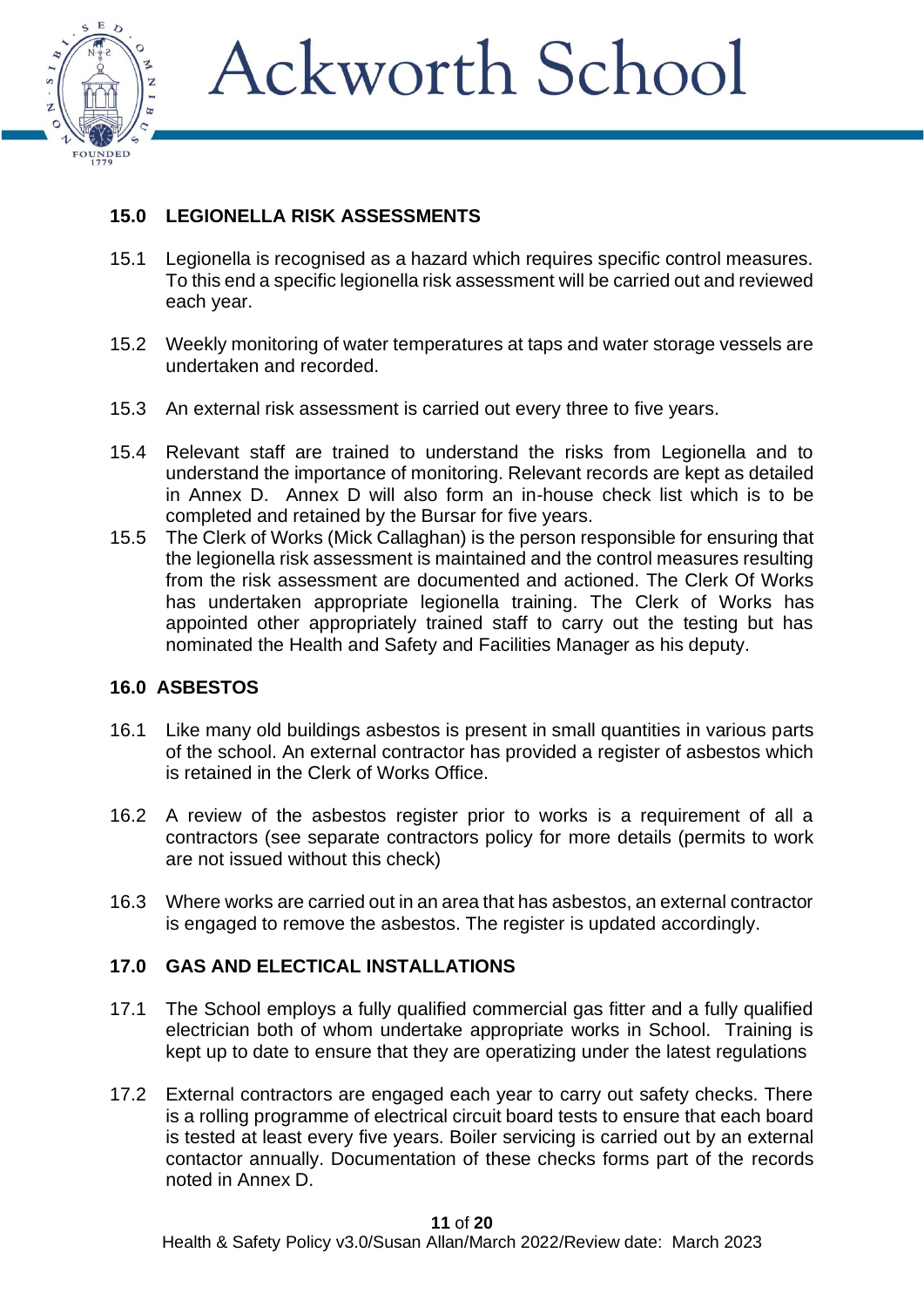## 15.0 LEGIONELLA RISK ASSESSMENTS

15.1 Legionella is recognised as a hazard which requires specific control measures. To this end a specific legionella risk assessment will be carried out and reviewed each year.

15.2 Weekly monitoring of water temperatures at taps and water storage vessels are undertaken and recorded.

15.3 An external risk assessment is carried out every three to five years.

15.4 Relevant staff are trained to understand the risks from Legionella and to understand the importance of monitoring. Relevant records are kept as detailed in Annex D. Annex D will also form an in-house check list which is to be completed and retained by the Bursar for five years.

15.5 The Clerk of Works (Mick Callaghan) is the person responsible for ensuring that the legionella risk assessment is maintained and the control measures resulting from the risk assessment are documented and actioned. The Clerk Of Works has undertaken appropriate legionella training. The Clerk of Works has appointed other appropriately trained staff to carry out the testing but has nominated the Health and Safety and Facilities Manager as his deputy.

## 16.0 ASBESTOS

16.1 Like many old buildings asbestos is present in small quantities in various parts of the school. An external contractor has provided a register of asbestos which is retained in the Clerk of Works Office.

16.2 A review of the asbestos register prior to works is a requirement of all a contractors (see separate contractors policy for more details (permits to work are not issued without this check)

16.3 Where works are carried out in an area that has asbestos, an external contractor is engaged to remove the asbestos. The register is updated accordingly.

## 17.0 GAS AND ELECTICAL INSTALLATIONS

17.1 The School employs a fully qualified commercial gas fitter and a fully qualified electrician both of whom undertake appropriate works in School. Training is kept up to date to ensure that they are operatizing under the latest regulations

17.2 External contractors are engaged each year to carry out safety checks. There is a rolling programme of electrical circuit board tests to ensure that each board is tested at least every five years. Boiler servicing is carried out by an external contactor annually. Documentation of these checks forms part of the records noted in Annex D.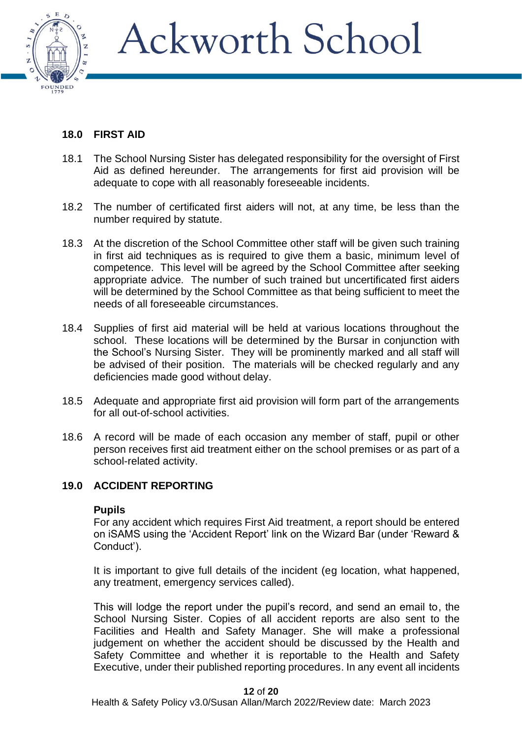## 18.0 FIRST AID

18.1 The School Nursing Sister has delegated responsibility for the oversight of First Aid as defined hereunder. The arrangements for first aid provision will be adequate to cope with all reasonably foreseeable incidents.

18.2 The number of certificated first aiders will not, at any time, be less than the number required by statute.

18.3 At the discretion of the School Committee other staff will be given such training in first aid techniques as is required to give them a basic, minimum level of competence. This level will be agreed by the School Committee after seeking appropriate advice. The number of such trained but uncertificated first aiders will be determined by the School Committee as that being sufficient to meet the needs of all foreseeable circumstances.

18.4 Supplies of first aid material will be held at various locations throughout the school. These locations will be determined by the Bursar in conjunction with the School's Nursing Sister. They will be prominently marked and all staff will be advised of their position. The materials will be checked regularly and any deficiencies made good without delay.

18.5 Adequate and appropriate first aid provision will form part of the arrangements for all out-of-school activities.

18.6 A record will be made of each occasion any member of staff, pupil or other person receives first aid treatment either on the school premises or as part of a school-related activity.

## 19.0 ACCIDENT REPORTING

**Pupils**

For any accident which requires First Aid treatment, a report should be entered on iSAMS using the 'Accident Report' link on the Wizard Bar (under 'Reward & Conduct').

It is important to give full details of the incident (eg location, what happened, any treatment, emergency services called).

This will lodge the report under the pupil's record, and send an email to, the School Nursing Sister. Copies of all accident reports are also sent to the Facilities and Health and Safety Manager. She will make a professional judgement on whether the accident should be discussed by the Health and Safety Committee and whether it is reportable to the Health and Safety Executive, under their published reporting procedures. In any event all incidents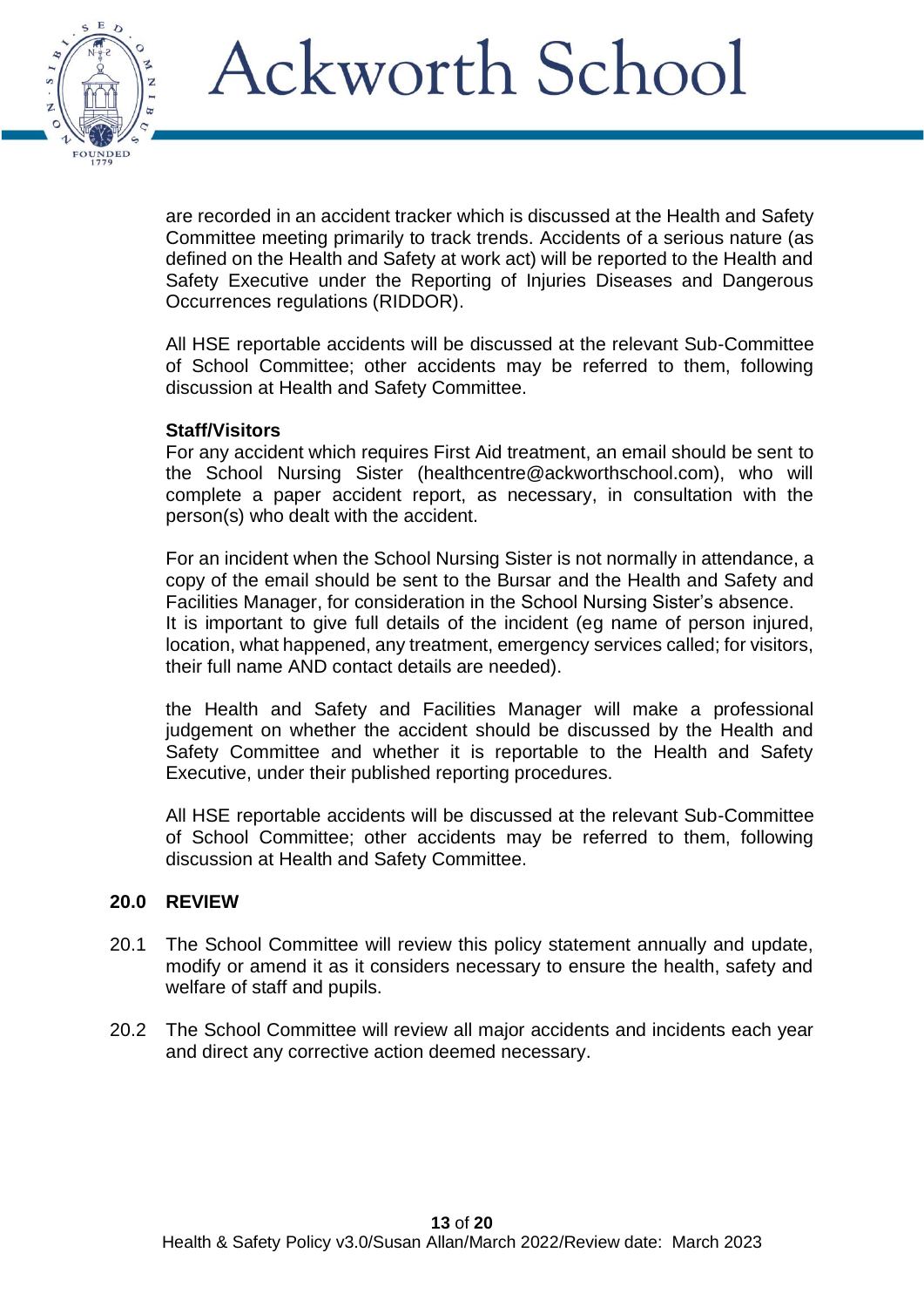are recorded in an accident tracker which is discussed at the Health and Safety Committee meeting primarily to track trends. Accidents of a serious nature (as defined on the Health and Safety at work act) will be reported to the Health and Safety Executive under the Reporting of Injuries Diseases and Dangerous Occurrences regulations (RIDDOR).

All HSE reportable accidents will be discussed at the relevant Sub-Committee of School Committee; other accidents may be referred to them, following discussion at Health and Safety Committee.

**Staff/Visitors**

For any accident which requires First Aid treatment, an email should be sent to the School Nursing Sister (healthcentre@ackworthschool.com), who will complete a paper accident report, as necessary, in consultation with the person(s) who dealt with the accident.

For an incident when the School Nursing Sister is not normally in attendance, a copy of the email should be sent to the Bursar and the Health and Safety and Facilities Manager, for consideration in the School Nursing Sister's absence. It is important to give full details of the incident (eg name of person injured, location, what happened, any treatment, emergency services called; for visitors, their full name AND contact details are needed).

the Health and Safety and Facilities Manager will make a professional judgement on whether the accident should be discussed by the Health and Safety Committee and whether it is reportable to the Health and Safety Executive, under their published reporting procedures.

All HSE reportable accidents will be discussed at the relevant Sub-Committee of School Committee; other accidents may be referred to them, following discussion at Health and Safety Committee.

## 20.0 REVIEW

20.1 The School Committee will review this policy statement annually and update, modify or amend it as it considers necessary to ensure the health, safety and welfare of staff and pupils.

20.2 The School Committee will review all major accidents and incidents each year and direct any corrective action deemed necessary.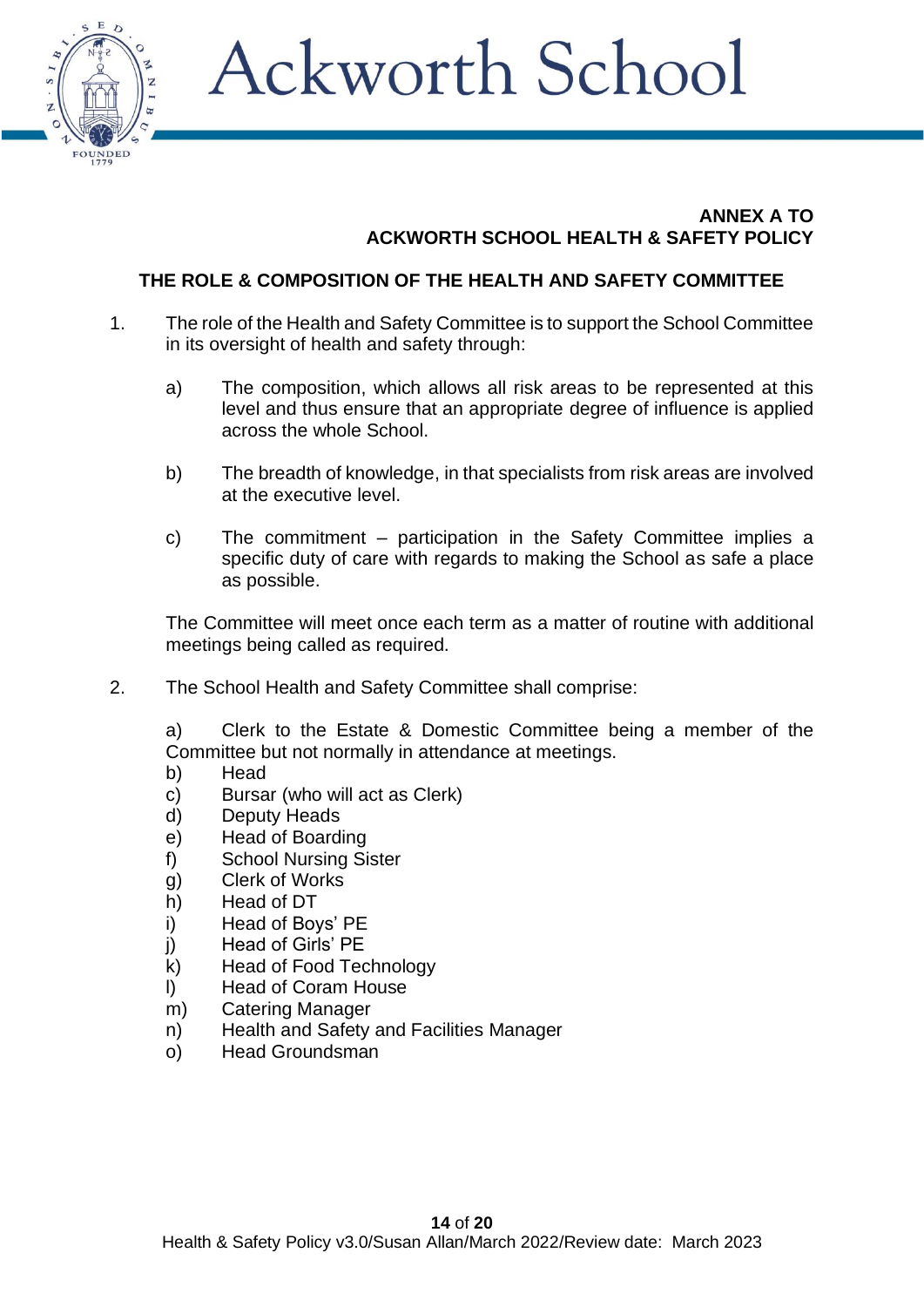**ANNEX A TO**
**ACKWORTH SCHOOL HEALTH & SAFETY POLICY**

## THE ROLE & COMPOSITION OF THE HEALTH AND SAFETY COMMITTEE

1. The role of the Health and Safety Committee is to support the School Committee in its oversight of health and safety through:

    a) The composition, which allows all risk areas to be represented at this level and thus ensure that an appropriate degree of influence is applied across the whole School.

    b) The breadth of knowledge, in that specialists from risk areas are involved at the executive level.

    c) The commitment – participation in the Safety Committee implies a specific duty of care with regards to making the School as safe a place as possible.

    The Committee will meet once each term as a matter of routine with additional meetings being called as required.

2. The School Health and Safety Committee shall comprise:

    a) Clerk to the Estate & Domestic Committee being a member of the Committee but not normally in attendance at meetings.
    b) Head
    c) Bursar (who will act as Clerk)
    d) Deputy Heads
    e) Head of Boarding
    f) School Nursing Sister
    g) Clerk of Works
    h) Head of DT
    i) Head of Boys' PE
    j) Head of Girls' PE
    k) Head of Food Technology
    l) Head of Coram House
    m) Catering Manager
    n) Health and Safety and Facilities Manager
    o) Head Groundsman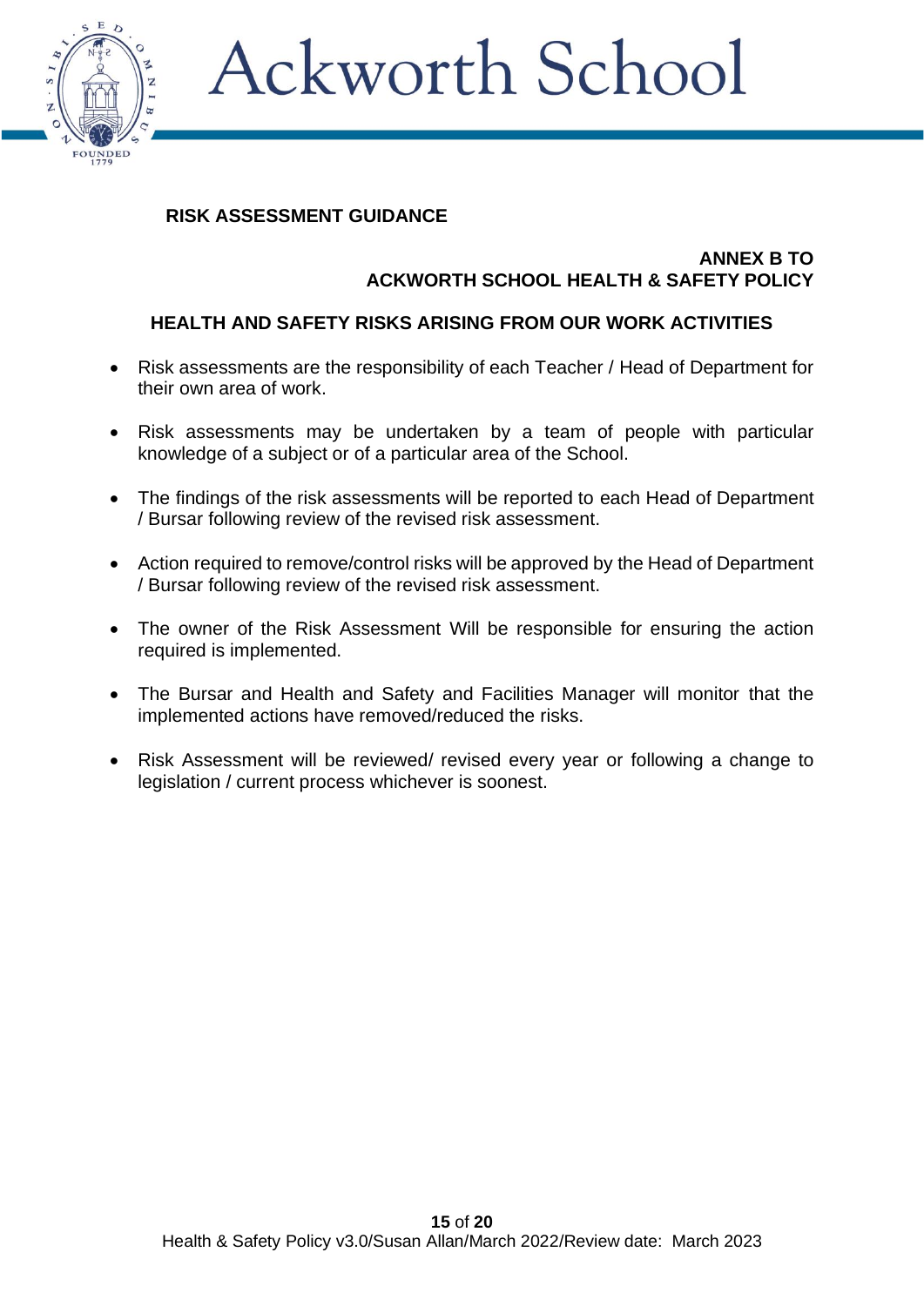**RISK ASSESSMENT GUIDANCE**

**ANNEX B TO**
**ACKWORTH SCHOOL HEALTH & SAFETY POLICY**

**HEALTH AND SAFETY RISKS ARISING FROM OUR WORK ACTIVITIES**

- Risk assessments are the responsibility of each Teacher / Head of Department for their own area of work.
- Risk assessments may be undertaken by a team of people with particular knowledge of a subject or of a particular area of the School.
- The findings of the risk assessments will be reported to each Head of Department / Bursar following review of the revised risk assessment.
- Action required to remove/control risks will be approved by the Head of Department / Bursar following review of the revised risk assessment.
- The owner of the Risk Assessment Will be responsible for ensuring the action required is implemented.
- The Bursar and Health and Safety and Facilities Manager will monitor that the implemented actions have removed/reduced the risks.
- Risk Assessment will be reviewed/ revised every year or following a change to legislation / current process whichever is soonest.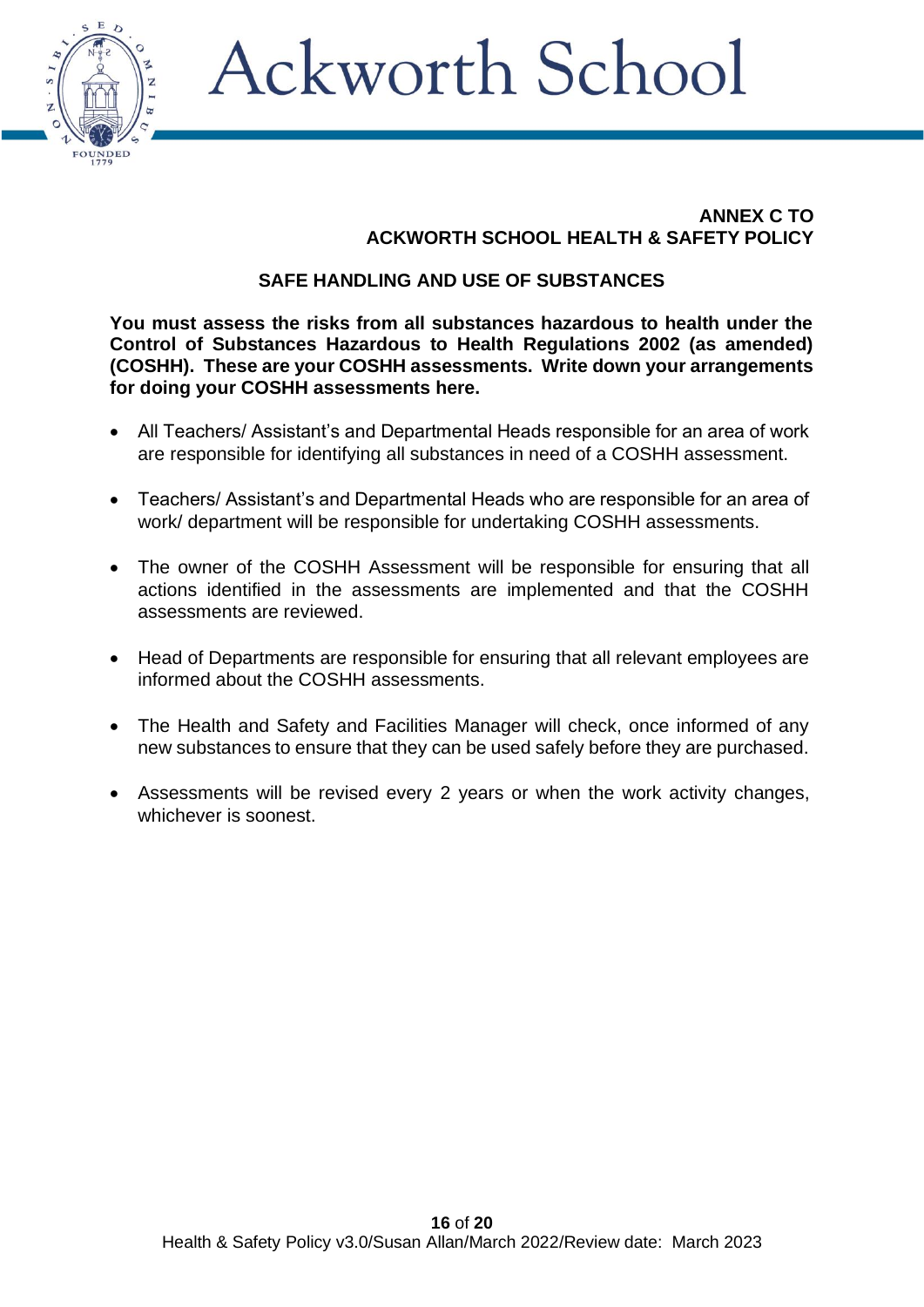**ANNEX C TO**
**ACKWORTH SCHOOL HEALTH & SAFETY POLICY**

## SAFE HANDLING AND USE OF SUBSTANCES

**You must assess the risks from all substances hazardous to health under the Control of Substances Hazardous to Health Regulations 2002 (as amended) (COSHH). These are your COSHH assessments. Write down your arrangements for doing your COSHH assessments here.**

- All Teachers/ Assistant's and Departmental Heads responsible for an area of work are responsible for identifying all substances in need of a COSHH assessment.
- Teachers/ Assistant's and Departmental Heads who are responsible for an area of work/ department will be responsible for undertaking COSHH assessments.
- The owner of the COSHH Assessment will be responsible for ensuring that all actions identified in the assessments are implemented and that the COSHH assessments are reviewed.
- Head of Departments are responsible for ensuring that all relevant employees are informed about the COSHH assessments.
- The Health and Safety and Facilities Manager will check, once informed of any new substances to ensure that they can be used safely before they are purchased.
- Assessments will be revised every 2 years or when the work activity changes, whichever is soonest.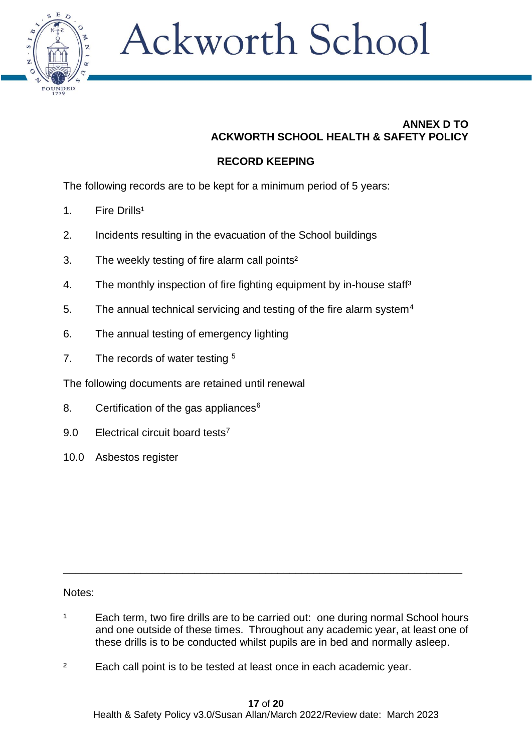**ANNEX D TO**
**ACKWORTH SCHOOL HEALTH & SAFETY POLICY**

## RECORD KEEPING

The following records are to be kept for a minimum period of 5 years:

1. Fire Drills[1]

2. Incidents resulting in the evacuation of the School buildings

3. The weekly testing of fire alarm call points[2]

4. The monthly inspection of fire fighting equipment by in-house staff[3]

5. The annual technical servicing and testing of the fire alarm system[4]

6. The annual testing of emergency lighting

7. The records of water testing [5]

The following documents are retained until renewal

8. Certification of the gas appliances[6]

9.0 Electrical circuit board tests[7]

10.0 Asbestos register

---

Notes:

[1] Each term, two fire drills are to be carried out: one during normal School hours and one outside of these times. Throughout any academic year, at least one of these drills is to be conducted whilst pupils are in bed and normally asleep.

[2] Each call point is to be tested at least once in each academic year.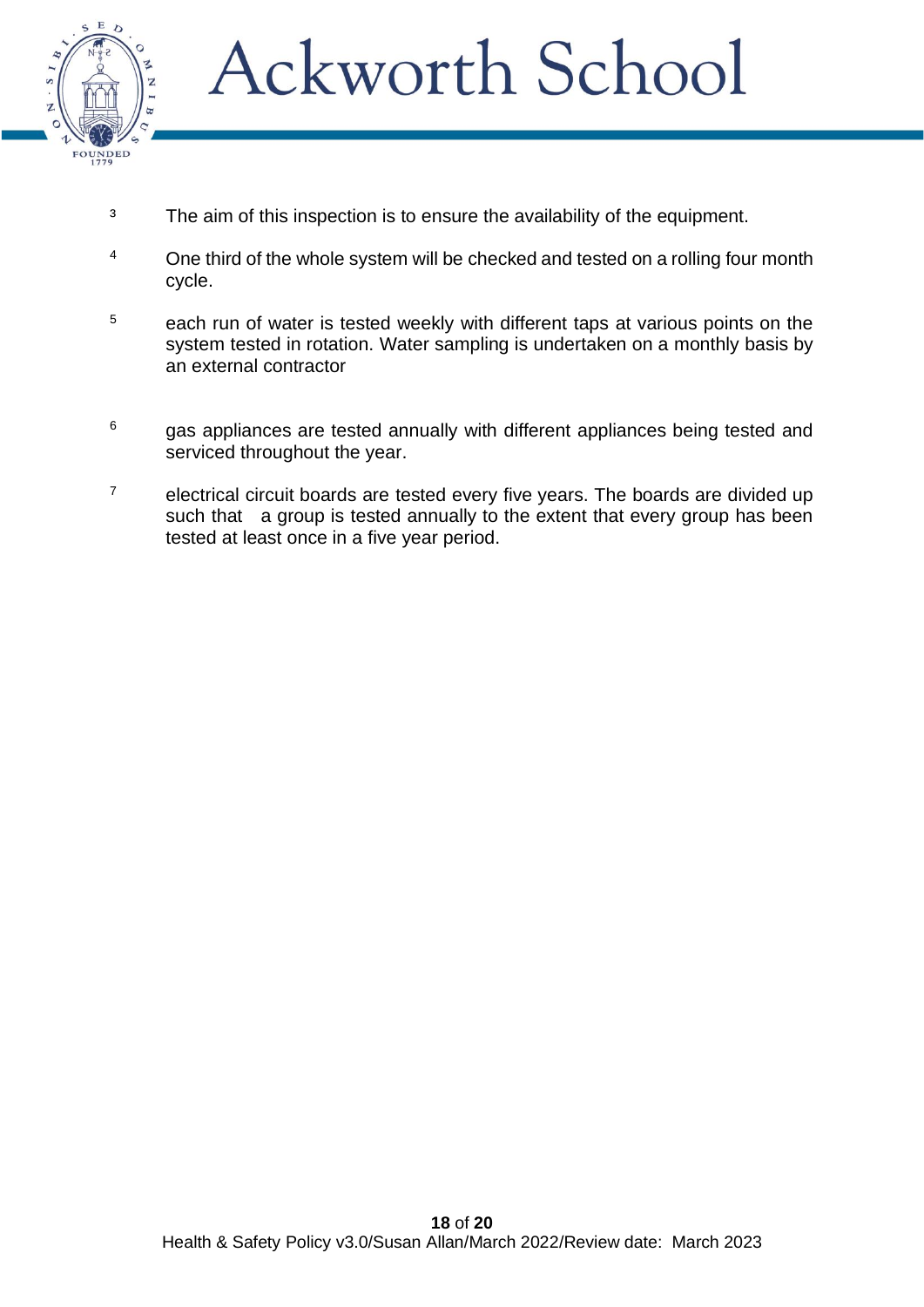[3] The aim of this inspection is to ensure the availability of the equipment.

[4] One third of the whole system will be checked and tested on a rolling four month cycle.

[5] each run of water is tested weekly with different taps at various points on the system tested in rotation. Water sampling is undertaken on a monthly basis by an external contractor

[6] gas appliances are tested annually with different appliances being tested and serviced throughout the year.

[7] electrical circuit boards are tested every five years. The boards are divided up such that a group is tested annually to the extent that every group has been tested at least once in a five year period.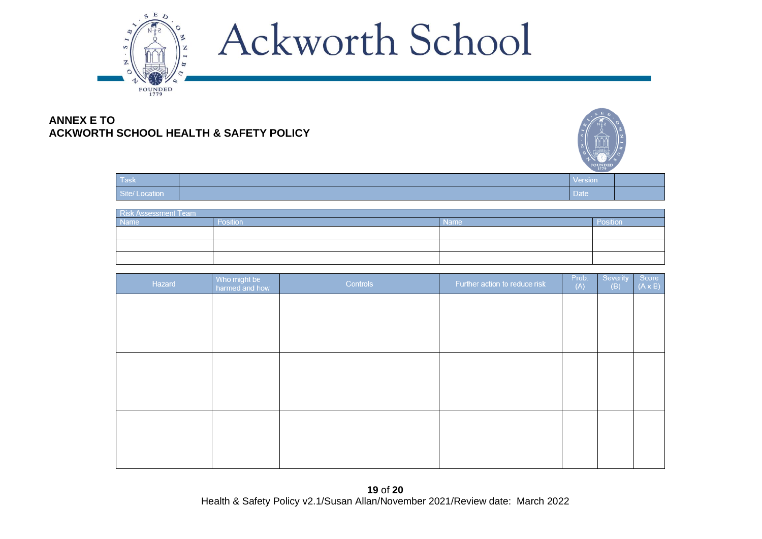**ANNEX E TO**
**ACKWORTH SCHOOL HEALTH & SAFETY POLICY**

| Task | | Version | |
|---|---|---|---|
| Site/ Location | | Date | |

| Risk Assessment Team | | | |
|---|---|---|---|
| Name | Position | Name | Position |
| | | | |
| | | | |
| | | | |

| Hazard | Who might be harmed and how | Controls | Further action to reduce risk | Prob. (A) | Severity (B) | Score (A x B) |
|---|---|---|---|---|---|---|
| | | | | | | |
| | | | | | | |
| | | | | | | |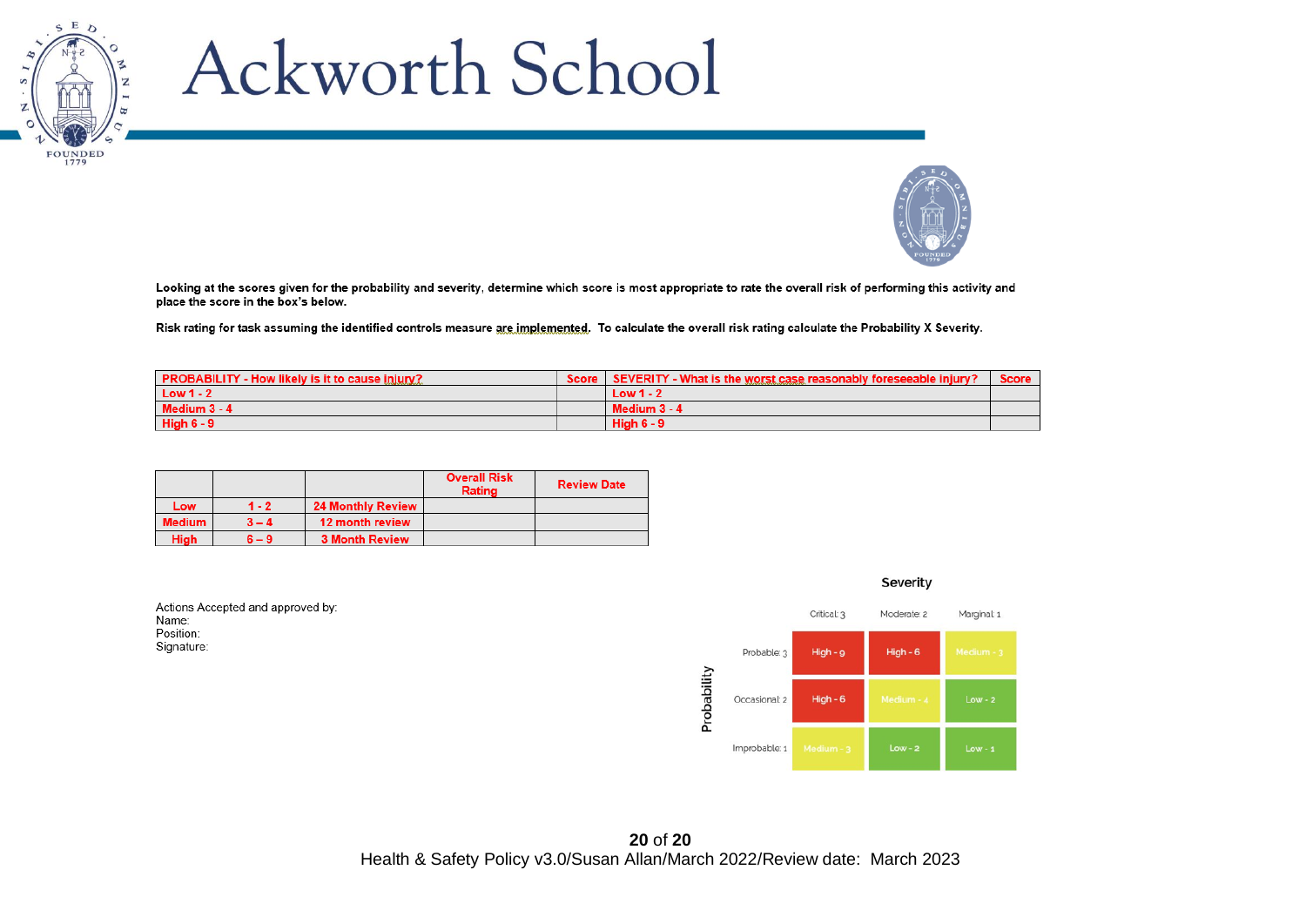# Ackworth School

Looking at the scores given for the probability and severity, determine which score is most appropriate to rate the overall risk of performing this activity and place the score in the box's below.

Risk rating for task assuming the identified controls measure are implemented. To calculate the overall risk rating calculate the Probability X Severity.

| PROBABILITY - How likely is it to cause injury? | Score | SEVERITY - What is the worst case reasonably foreseeable injury? | Score |
|---|---|---|---|
| Low 1 - 2 | | Low 1 - 2 | |
| Medium 3 - 4 | | Medium 3 - 4 | |
| High 6 - 9 | | High 6 - 9 | |

| | | | Overall Risk Rating | Review Date |
|---|---|---|---|---|
| Low | 1 - 2 | 24 Monthly Review | | |
| Medium | 3 – 4 | 12 month review | | |
| High | 6 – 9 | 3 Month Review | | |

Actions Accepted and approved by:
Name:
Position:
Signature:

Severity

Critical: 3
Moderate: 2
Marginal: 1

Probability

Probable: 3
High - 9
High - 6
Medium - 3

Occasional: 2
High - 6
Medium - 4
Low - 2

Improbable: 1
Medium - 3
Low - 2
Low - 1

Health & Safety Policy v3.0/Susan Allan/March 2022/Review date: March 2023